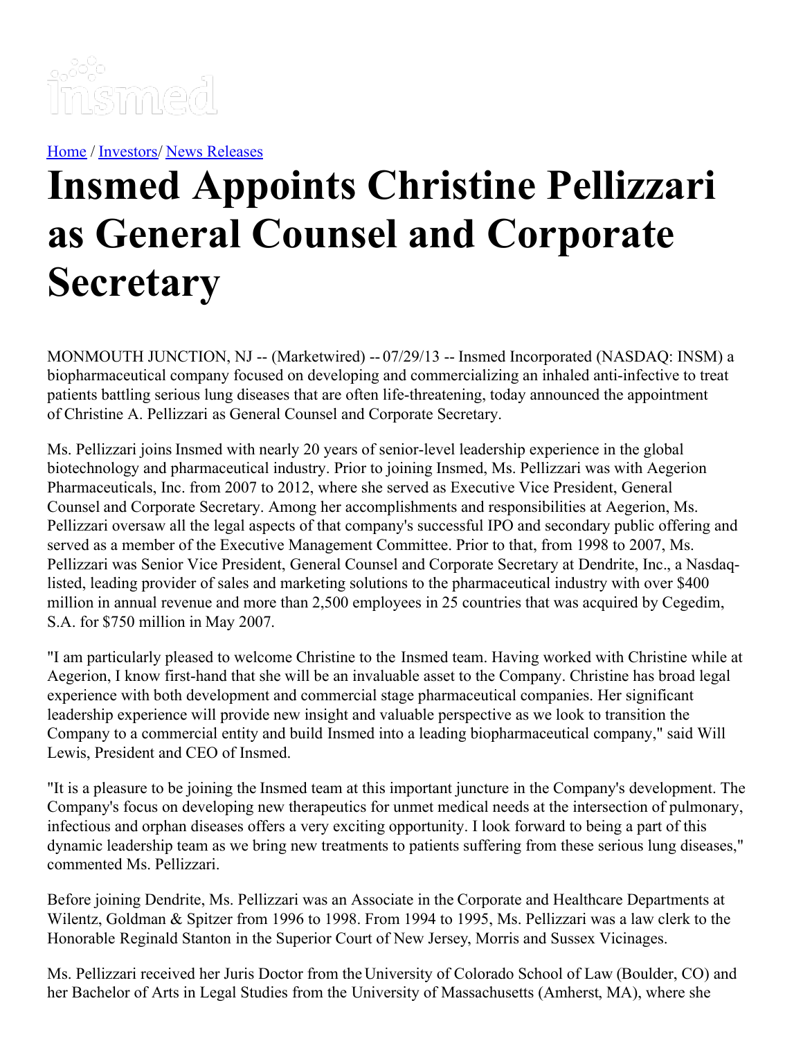[Home](#) / [Investors](#)/ [News Releases](#)

# Insmed Appoints Christine Pellizzari as General Counsel and Corporate Secretary

MONMOUTH JUNCTION, NJ -- (Marketwired) -- 07/29/13 -- Insmed Incorporated (NASDAQ: INSM) a biopharmaceutical company focused on developing and commercializing an inhaled anti-infective to treat patients battling serious lung diseases that are often life-threatening, today announced the appointment of Christine A. Pellizzari as General Counsel and Corporate Secretary.

Ms. Pellizzari joins Insmed with nearly 20 years of senior-level leadership experience in the global biotechnology and pharmaceutical industry. Prior to joining Insmed, Ms. Pellizzari was with Aegerion Pharmaceuticals, Inc. from 2007 to 2012, where she served as Executive Vice President, General Counsel and Corporate Secretary. Among her accomplishments and responsibilities at Aegerion, Ms. Pellizzari oversaw all the legal aspects of that company's successful IPO and secondary public offering and served as a member of the Executive Management Committee. Prior to that, from 1998 to 2007, Ms. Pellizzari was Senior Vice President, General Counsel and Corporate Secretary at Dendrite, Inc., a Nasdaq-listed, leading provider of sales and marketing solutions to the pharmaceutical industry with over $400 million in annual revenue and more than 2,500 employees in 25 countries that was acquired by Cegedim, S.A. for $750 million in May 2007.

"I am particularly pleased to welcome Christine to the Insmed team. Having worked with Christine while at Aegerion, I know first-hand that she will be an invaluable asset to the Company. Christine has broad legal experience with both development and commercial stage pharmaceutical companies. Her significant leadership experience will provide new insight and valuable perspective as we look to transition the Company to a commercial entity and build Insmed into a leading biopharmaceutical company," said Will Lewis, President and CEO of Insmed.

"It is a pleasure to be joining the Insmed team at this important juncture in the Company's development. The Company's focus on developing new therapeutics for unmet medical needs at the intersection of pulmonary, infectious and orphan diseases offers a very exciting opportunity. I look forward to being a part of this dynamic leadership team as we bring new treatments to patients suffering from these serious lung diseases," commented Ms. Pellizzari.

Before joining Dendrite, Ms. Pellizzari was an Associate in the Corporate and Healthcare Departments at Wilentz, Goldman & Spitzer from 1996 to 1998. From 1994 to 1995, Ms. Pellizzari was a law clerk to the Honorable Reginald Stanton in the Superior Court of New Jersey, Morris and Sussex Vicinages.

Ms. Pellizzari received her Juris Doctor from the University of Colorado School of Law (Boulder, CO) and her Bachelor of Arts in Legal Studies from the University of Massachusetts (Amherst, MA), where she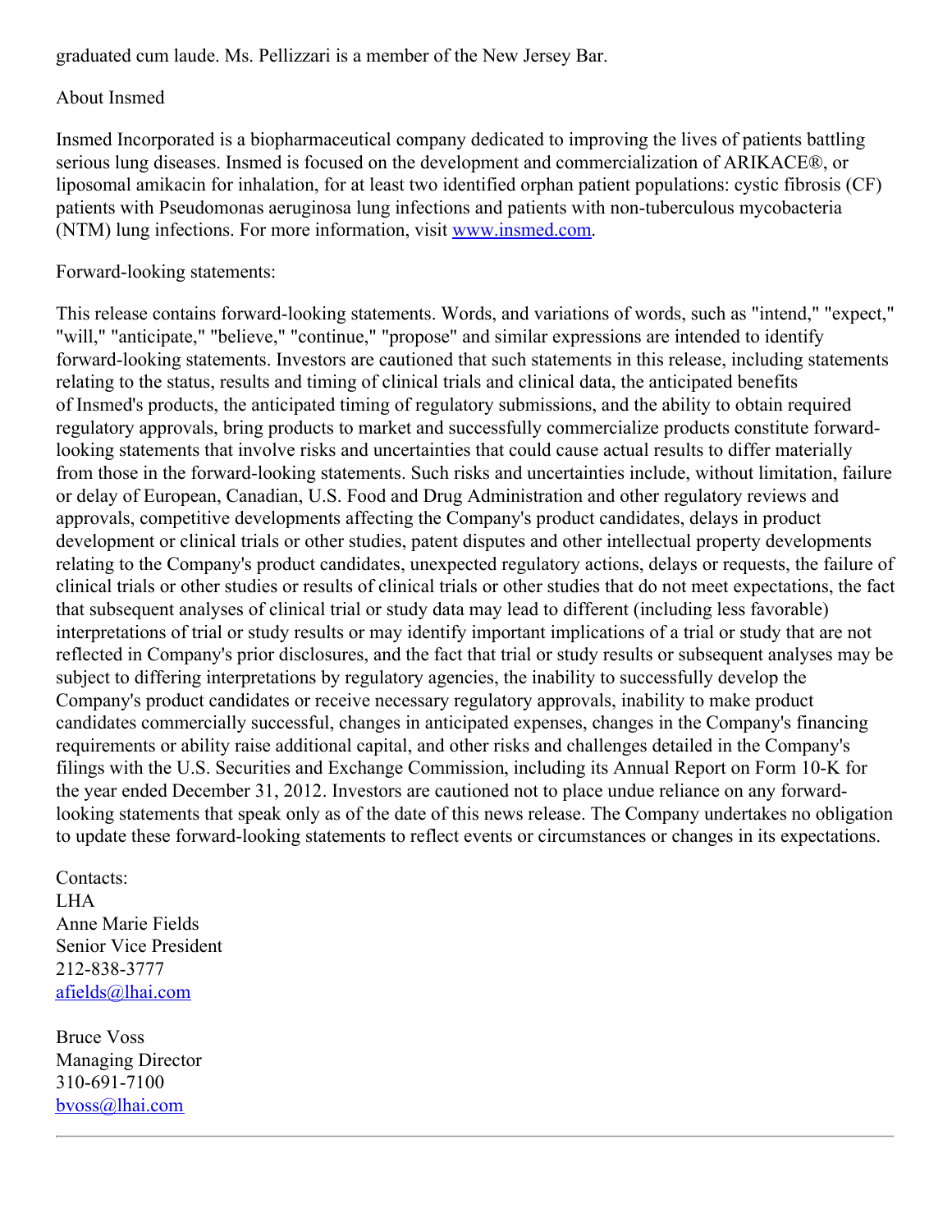graduated cum laude. Ms. Pellizzari is a member of the New Jersey Bar.

About Insmed

Insmed Incorporated is a biopharmaceutical company dedicated to improving the lives of patients battling serious lung diseases. Insmed is focused on the development and commercialization of ARIKACE®, or liposomal amikacin for inhalation, for at least two identified orphan patient populations: cystic fibrosis (CF) patients with Pseudomonas aeruginosa lung infections and patients with non-tuberculous mycobacteria (NTM) lung infections. For more information, visit [www.insmed.com](http://www.insmed.com).

Forward-looking statements:

This release contains forward-looking statements. Words, and variations of words, such as "intend," "expect," "will," "anticipate," "believe," "continue," "propose" and similar expressions are intended to identify forward-looking statements. Investors are cautioned that such statements in this release, including statements relating to the status, results and timing of clinical trials and clinical data, the anticipated benefits of Insmed's products, the anticipated timing of regulatory submissions, and the ability to obtain required regulatory approvals, bring products to market and successfully commercialize products constitute forward-looking statements that involve risks and uncertainties that could cause actual results to differ materially from those in the forward-looking statements. Such risks and uncertainties include, without limitation, failure or delay of European, Canadian, U.S. Food and Drug Administration and other regulatory reviews and approvals, competitive developments affecting the Company's product candidates, delays in product development or clinical trials or other studies, patent disputes and other intellectual property developments relating to the Company's product candidates, unexpected regulatory actions, delays or requests, the failure of clinical trials or other studies or results of clinical trials or other studies that do not meet expectations, the fact that subsequent analyses of clinical trial or study data may lead to different (including less favorable) interpretations of trial or study results or may identify important implications of a trial or study that are not reflected in Company's prior disclosures, and the fact that trial or study results or subsequent analyses may be subject to differing interpretations by regulatory agencies, the inability to successfully develop the Company's product candidates or receive necessary regulatory approvals, inability to make product candidates commercially successful, changes in anticipated expenses, changes in the Company's financing requirements or ability raise additional capital, and other risks and challenges detailed in the Company's filings with the U.S. Securities and Exchange Commission, including its Annual Report on Form 10-K for the year ended December 31, 2012. Investors are cautioned not to place undue reliance on any forward-looking statements that speak only as of the date of this news release. The Company undertakes no obligation to update these forward-looking statements to reflect events or circumstances or changes in its expectations.

Contacts:
LHA
Anne Marie Fields
Senior Vice President
212-838-3777
[afields@lhai.com](mailto:afields@lhai.com)

Bruce Voss
Managing Director
310-691-7100
[bvoss@lhai.com](mailto:bvoss@lhai.com)

---